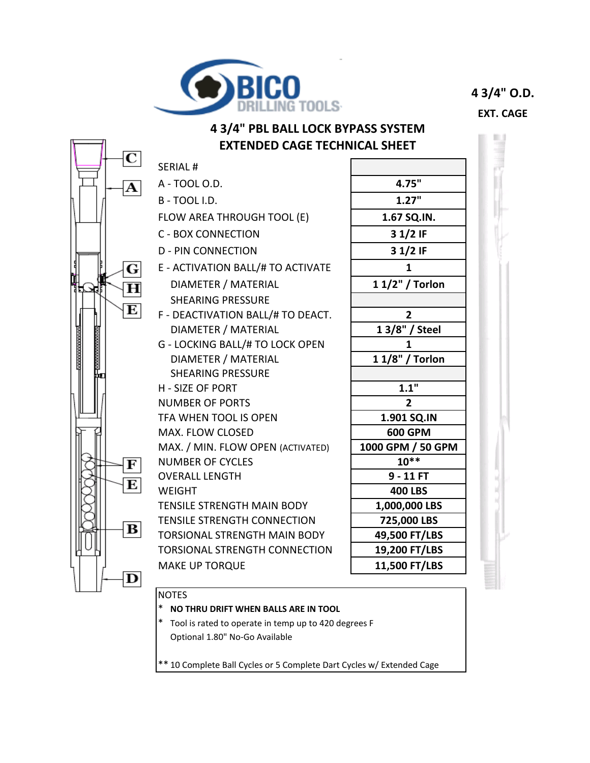BICO DRILLING TOOLS

**4 3/4" O.D.**

**EXT. CAGE**

# 4 3/4" PBL BALL LOCK BYPASS SYSTEM EXTENDED CAGE TECHNICAL SHEET

| | |
|---|---|
| SERIAL # | |
| A - TOOL O.D. | **4.75"** |
| B - TOOL I.D. | **1.27"** |
| FLOW AREA THROUGH TOOL (E) | **1.67 SQ.IN.** |
| C - BOX CONNECTION | **3 1/2 IF** |
| D - PIN CONNECTION | **3 1/2 IF** |
| E - ACTIVATION BALL/# TO ACTIVATE | **1** |
| DIAMETER / MATERIAL | **1 1/2" / Torlon** |
| SHEARING PRESSURE | |
| F - DEACTIVATION BALL/# TO DEACT. | **2** |
| DIAMETER / MATERIAL | **1 3/8" / Steel** |
| G - LOCKING BALL/# TO LOCK OPEN | **1** |
| DIAMETER / MATERIAL | **1 1/8" / Torlon** |
| SHEARING PRESSURE | |
| H - SIZE OF PORT | **1.1"** |
| NUMBER OF PORTS | **2** |
| TFA WHEN TOOL IS OPEN | **1.901 SQ.IN** |
| MAX. FLOW CLOSED | **600 GPM** |
| MAX. / MIN. FLOW OPEN (ACTIVATED) | **1000 GPM / 50 GPM** |
| NUMBER OF CYCLES | **10**** |
| OVERALL LENGTH | **9 - 11 FT** |
| WEIGHT | **400 LBS** |
| TENSILE STRENGTH MAIN BODY | **1,000,000 LBS** |
| TENSILE STRENGTH CONNECTION | **725,000 LBS** |
| TORSIONAL STRENGTH MAIN BODY | **49,500 FT/LBS** |
| TORSIONAL STRENGTH CONNECTION | **19,200 FT/LBS** |
| MAKE UP TORQUE | **11,500 FT/LBS** |

NOTES

* **NO THRU DRIFT WHEN BALLS ARE IN TOOL**
* Tool is rated to operate in temp up to 420 degrees F
  Optional 1.80" No-Go Available

** 10 Complete Ball Cycles or 5 Complete Dart Cycles w/ Extended Cage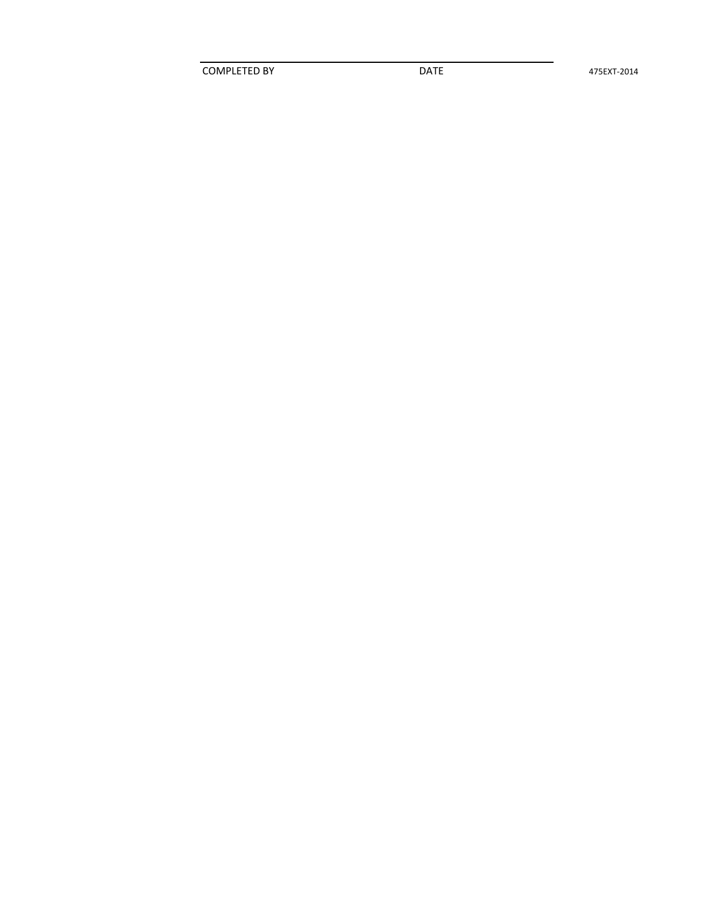COMPLETED BY DATE 475EXT-2014